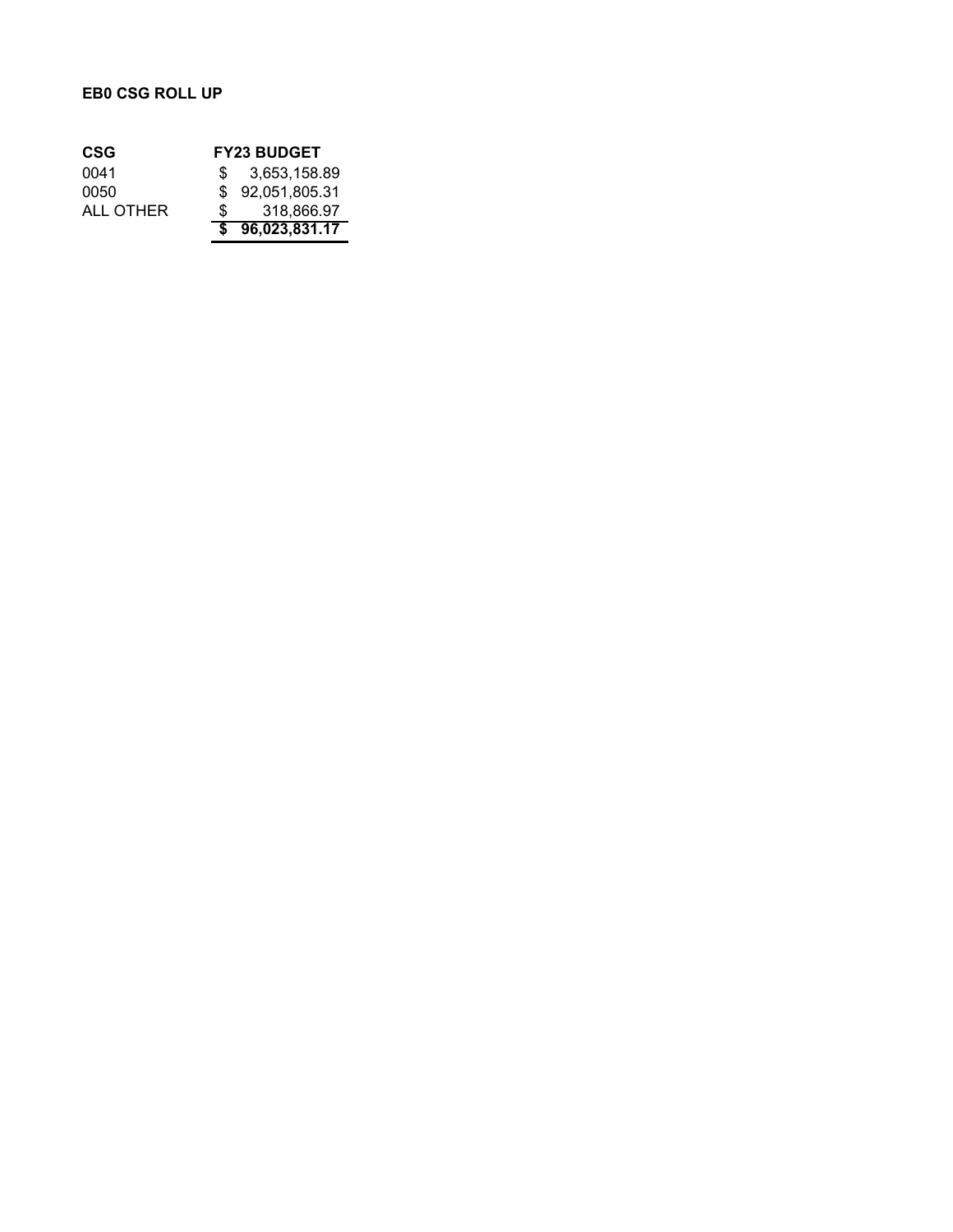**EB0 CSG ROLL UP**

| CSG | FY23 BUDGET |
| --- | --- |
| 0041 | $ 3,653,158.89 |
| 0050 | $ 92,051,805.31 |
| ALL OTHER | $ 318,866.97 |
| | **$ 96,023,831.17** |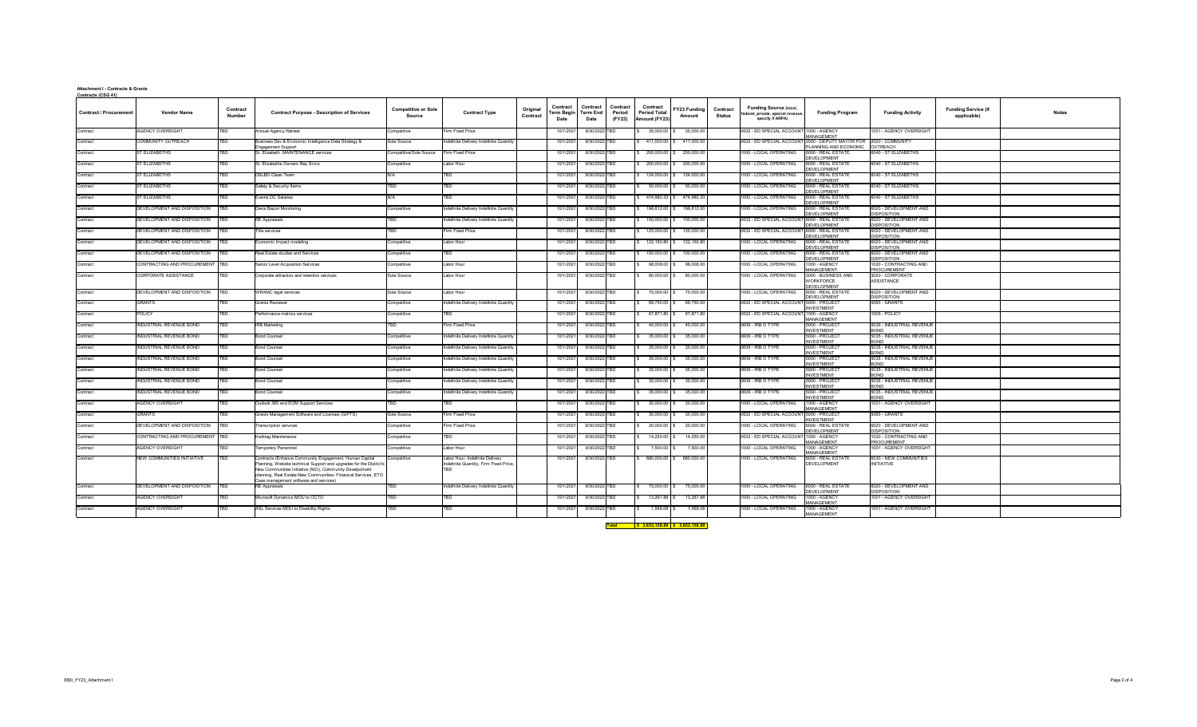**Attachment I - Contracts & Grants**
**Contracts (CSG 41)**

| Contract / Procurement | Vendor Name | Contract Number | Contract Purpose - Description of Services | Competitive or Sole Source | Contract Type | Original Contract | Contract Term Begin Date | Contract Term End Date | Contract Period (FY23) | Contract Period Total Amount (FY23) | FY23 Funding Amount | Contract Status | Funding Source (local, federal, private, special revenue, specify if ARPA) | Funding Program | Funding Activity | Funding Service (if applicable) | Notes |
|---|---|---|---|---|---|---|---|---|---|---|---|---|---|---|---|---|---|
| Contract | AGENCY OVERSIGHT | TBD | Annual Agency Retreat | Competitive | Firm Fixed Price | | 10/1/2021 | 9/30/2022 | TBD | $ 35,000.00 | $ 35,000.00 | | 0632 - ED SPECIAL ACCOUNT | 1000 - AGENCY MANAGEMENT | 1001 - AGENCY OVERSIGHT | | |
| Contract | COMMUNITY OUTREACH | TBD | Business Dev & Economic Intelligence Data Strategy & Engagement Support | Sole Source | Indefinite Delivery Indefinite Quantity | | 10/1/2021 | 9/30/2022 | TBD | $ 411,000.00 | $ 411,000.00 | | 0632 - ED SPECIAL ACCOUNT | 2000 - DEPUTY MAYOR FOR PLANNING AND ECONOMIC | 2020 - COMMUNITY OUTREACH | | |
| Contract | ST ELIZABETHS | TBD | St. Elizabeth MAINTENANCE services | Competitive/Sole Source | Firm Fixed Price | | 10/1/2021 | 9/30/2022 | TBD | $ 200,000.00 | $ 200,000.00 | | 1000 - LOCAL OPERATING | 6000 - REAL ESTATE DEVELOPMENT | 6040 - ST ELIZABETHS | | |
| Contract | ST ELIZABETHS | TBD | St. Elizabeths Owners Rep Srvcs | Competitive | Labor Hour | | 10/1/2021 | 9/30/2022 | TBD | $ 200,000.00 | $ 200,000.00 | | 1000 - LOCAL OPERATING | 6000 - REAL ESTATE DEVELOPMENT | 6040 - ST ELIZABETHS | | |
| Contract | ST ELIZABETHS | TBD | DSLBD Clean Team | N/A | TBD | | 10/1/2021 | 9/30/2022 | TBD | $ 124,000.00 | $ 124,000.00 | | 1000 - LOCAL OPERATING | 6000 - REAL ESTATE DEVELOPMENT | 6040 - ST ELIZABETHS | | |
| Contract | ST ELIZABETHS | TBD | Safety & Security Items | TBD | TBD | | 10/1/2021 | 9/30/2022 | TBD | $ 50,000.00 | $ 50,000.00 | | 1000 - LOCAL OPERATING | 6000 - REAL ESTATE DEVELOPMENT | 6040 - ST ELIZABETHS | | |
| Contract | ST ELIZABETHS | TBD | Events DC Salaries | N/A | TBD | | 10/1/2021 | 9/30/2022 | TBD | $ 474,980.33 | $ 474,980.33 | | 1000 - LOCAL OPERATING | 6000 - REAL ESTATE DEVELOPMENT | 6040 - ST ELIZABETHS | | |
| Contract | DEVELOPMENT AND DISPOSITION | TBD | Davis Bacon Monitoring | Competitive | Indefinite Delivery Indefinite Quantity | | 10/1/2021 | 9/30/2022 | TBD | $ 198,812.00 | $ 198,812.00 | | 1000 - LOCAL OPERATING | 6000 - REAL ESTATE DEVELOPMENT | 6020 - DEVELOPMENT AND DISPOSITION | | |
| Contract | DEVELOPMENT AND DISPOSITION | TBD | RE Appraisals | TBD | Indefinite Delivery Indefinite Quantity | | 10/1/2021 | 9/30/2022 | TBD | $ 100,000.00 | $ 100,000.00 | | 0632 - ED SPECIAL ACCOUNT | 6000 - REAL ESTATE DEVELOPMENT | 6020 - DEVELOPMENT AND DISPOSITION | | |
| Contract | DEVELOPMENT AND DISPOSITION | TBD | Title services | TBD | Firm Fixed Price | | 10/1/2021 | 9/30/2022 | TBD | $ 125,000.00 | $ 125,000.00 | | 0632 - ED SPECIAL ACCOUNT | 6000 - REAL ESTATE DEVELOPMENT | 6020 - DEVELOPMENT AND DISPOSITION | | |
| Contract | DEVELOPMENT AND DISPOSITION | TBD | Economic Impact modeling | Competitive | Labor Hour | | 10/1/2021 | 9/30/2022 | TBD | $ 122,150.80 | $ 122,150.80 | | 1000 - LOCAL OPERATING | 6000 - REAL ESTATE DEVELOPMENT | 6020 - DEVELOPMENT AND DISPOSITION | | |
| Contract | DEVELOPMENT AND DISPOSITION | TBD | Real Estate studies and Services | Competitive | TBD | | 10/1/2021 | 9/30/2022 | TBD | $ 100,000.00 | $ 100,000.00 | | 1000 - LOCAL OPERATING | 6000 - REAL ESTATE DEVELOPMENT | 6020 - DEVELOPMENT AND DISPOSITION | | |
| Contract | CONTRACTING AND PROCUREMENT | TBD | Senior Level Acquisition Services | Competitive | Labor Hour | | 10/1/2021 | 9/30/2022 | TBD | $ 98,008.00 | $ 98,008.00 | | 1000 - LOCAL OPERATING | 1000 - AGENCY MANAGEMENT | 1020 - CONTRACTING AND PROCUREMENT | | |
| Contract | CORPORATE ASSISTANCE | TBD | Corporate attraction and retention services | Sole Source | Labor Hour | | 10/1/2021 | 9/30/2022 | TBD | $ 80,000.00 | $ 80,000.00 | | 1000 - LOCAL OPERATING | 3000 - BUSINESS AND WORKFORCE DEVELOPMENT | 3020 - CORPORATE ASSISTANCE | | |
| Contract | DEVELOPMENT AND DISPOSITION | TBD | WRAMC legal services | Sole Source | Labor Hour | | 10/1/2021 | 9/30/2022 | TBD | $ 75,000.00 | $ 75,000.00 | | 1000 - LOCAL OPERATING | 6000 - REAL ESTATE DEVELOPMENT | 6020 - DEVELOPMENT AND DISPOSITION | | |
| Contract | GRANTS | TBD | Grants Reviewer | Competitive | Indefinite Delivery Indefinite Quantity | | 10/1/2021 | 9/30/2022 | TBD | $ 69,750.00 | $ 69,750.00 | | 0632 - ED SPECIAL ACCOUNT | 5000 - PROJECT INVESTMENT | 5085 - GRANTS | | |
| Contract | POLICY | TBD | Performance metrics services | Competitive | TBD | | 10/1/2021 | 9/30/2022 | TBD | $ 67,871.80 | $ 67,871.80 | | 0632 - ED SPECIAL ACCOUNT | 1000 - AGENCY MANAGEMENT | 1005 - POLICY | | |
| Contract | INDUSTRIAL REVENUE BOND | TBD | IRB Marketing | TBD | Firm Fixed Price | | 10/1/2021 | 9/30/2022 | TBD | $ 40,000.00 | $ 40,000.00 | | 0609 - IRB O TYPE | 5000 - PROJECT INVESTMENT | 5035 - INDUSTRIAL REVENUE BOND | | |
| Contract | INDUSTRIAL REVENUE BOND | TBD | Bond Counsel | Competitive | Indefinite Delivery Indefinite Quantity | | 10/1/2021 | 9/30/2022 | TBD | $ 35,000.00 | $ 35,000.00 | | 0609 - IRB O TYPE | 5000 - PROJECT INVESTMENT | 5035 - INDUSTRIAL REVENUE BOND | | |
| Contract | INDUSTRIAL REVENUE BOND | TBD | Bond Counsel | Competitive | Indefinite Delivery Indefinite Quantity | | 10/1/2021 | 9/30/2022 | TBD | $ 35,000.00 | $ 35,000.00 | | 0609 - IRB O TYPE | 5000 - PROJECT INVESTMENT | 5035 - INDUSTRIAL REVENUE BOND | | |
| Contract | INDUSTRIAL REVENUE BOND | TBD | Bond Counsel | Competitive | Indefinite Delivery Indefinite Quantity | | 10/1/2021 | 9/30/2022 | TBD | $ 35,000.00 | $ 35,000.00 | | 0609 - IRB O TYPE | 5000 - PROJECT INVESTMENT | 5035 - INDUSTRIAL REVENUE BOND | | |
| Contract | INDUSTRIAL REVENUE BOND | TBD | Bond Counsel | Competitive | Indefinite Delivery Indefinite Quantity | | 10/1/2021 | 9/30/2022 | TBD | $ 35,000.00 | $ 35,000.00 | | 0609 - IRB O TYPE | 5000 - PROJECT INVESTMENT | 5035 - INDUSTRIAL REVENUE BOND | | |
| Contract | INDUSTRIAL REVENUE BOND | TBD | Bond Counsel | Competitive | Indefinite Delivery Indefinite Quantity | | 10/1/2021 | 9/30/2022 | TBD | $ 35,000.00 | $ 35,000.00 | | 0609 - IRB O TYPE | 5000 - PROJECT INVESTMENT | 5035 - INDUSTRIAL REVENUE BOND | | |
| Contract | INDUSTRIAL REVENUE BOND | TBD | Bond Counsel | Competitive | Indefinite Delivery Indefinite Quantity | | 10/1/2021 | 9/30/2022 | TBD | $ 35,000.00 | $ 35,000.00 | | 0609 - IRB O TYPE | 5000 - PROJECT INVESTMENT | 5035 - INDUSTRIAL REVENUE BOND | | |
| Contract | AGENCY OVERSIGHT | TBD | Outlook 365 and EOM Support Services | TBD | TBD | | 10/1/2021 | 9/30/2022 | TBD | $ 30,000.00 | $ 30,000.00 | | 1000 - LOCAL OPERATING | 1000 - AGENCY MANAGEMENT | 1001 - AGENCY OVERSIGHT | | |
| Contract | GRANTS | TBD | Grants Management Software and Licenses (GIFTS) | Sole Source | Firm Fixed Price | | 10/1/2021 | 9/30/2022 | TBD | $ 30,000.00 | $ 30,000.00 | | 0632 - ED SPECIAL ACCOUNT | 5000 - PROJECT INVESTMENT | 5085 - GRANTS | | |
| Contract | DEVELOPMENT AND DISPOSITION | TBD | Transcription services | Competitive | Firm Fixed Price | | 10/1/2021 | 9/30/2022 | TBD | $ 20,000.00 | $ 20,000.00 | | 1000 - LOCAL OPERATING | 6000 - REAL ESTATE DEVELOPMENT | 6020 - DEVELOPMENT AND DISPOSITION | | |
| Contract | CONTRACTING AND PROCUREMENT | TBD | Kwiktag Maintenance | Competitive | TBD | | 10/1/2021 | 9/30/2022 | TBD | $ 14,250.00 | $ 14,250.00 | | 0632 - ED SPECIAL ACCOUNT | 1000 - AGENCY MANAGEMENT | 1020 - CONTRACTING AND PROCUREMENT | | |
| Contract | AGENCY OVERSIGHT | TBD | Temporary Personnel | Competitive | Labor Hour | | 10/1/2021 | 9/30/2022 | TBD | $ 7,500.00 | $ 7,500.00 | | 1000 - LOCAL OPERATING | 1000 - AGENCY MANAGEMENT | 1001 - AGENCY OVERSIGHT | | |
| Contract | NEW COMMUNITIES INITIATIVE | TBD | Contracts (Enhance Community Engagement, Human Capital Planning, Website technical Support and upgrades for the District's New Communities Initiative (NCI), Community Development planning, Real Estate-New Communities- Finanical Services, ETO Case management software and services) | Competitive | Labor Hour; Indefinite Delivery Indefinite Quantity, Firm Fixed Price, TBD | | 10/1/2021 | 9/30/2022 | TBD | $ 680,000.00 | $ 680,000.00 | | 1000 - LOCAL OPERATING | 6000 - REAL ESTATE DEVELOPMENT | 6030 - NEW COMMUNITIES INITIATIVE | | |
| Contract | DEVELOPMENT AND DISPOSITION | TBD | RE Appraisals | TBD | Indefinite Delivery Indefinite Quantity | | 10/1/2021 | 9/30/2022 | TBD | $ 75,000.00 | $ 75,000.00 | | 1000 - LOCAL OPERATING | 6000 - REAL ESTATE DEVELOPMENT | 6020 - DEVELOPMENT AND DISPOSITION | | |
| Contract | AGENCY OVERSIGHT | TBD | Microsoft Dynamics MOU to OCTO | TBD | TBD | | 10/1/2021 | 9/30/2022 | TBD | $ 13,267.88 | $ 13,267.88 | | 1000 - LOCAL OPERATING | 1000 - AGENCY MANAGEMENT | 1001 - AGENCY OVERSIGHT | | |
| Contract | AGENCY OVERSIGHT | TBD | ASL Services MOU to Disability Rights | TBD | TBD | | 10/1/2021 | 9/30/2022 | TBD | $ 1,568.08 | $ 1,568.08 | | 1000 - LOCAL OPERATING | 1000 - AGENCY MANAGEMENT | 1001 - AGENCY OVERSIGHT | | |
| | | | | | | | | | **Total** | **$ 3,653,158.89** | **$ 3,653,158.89** | | | | | | |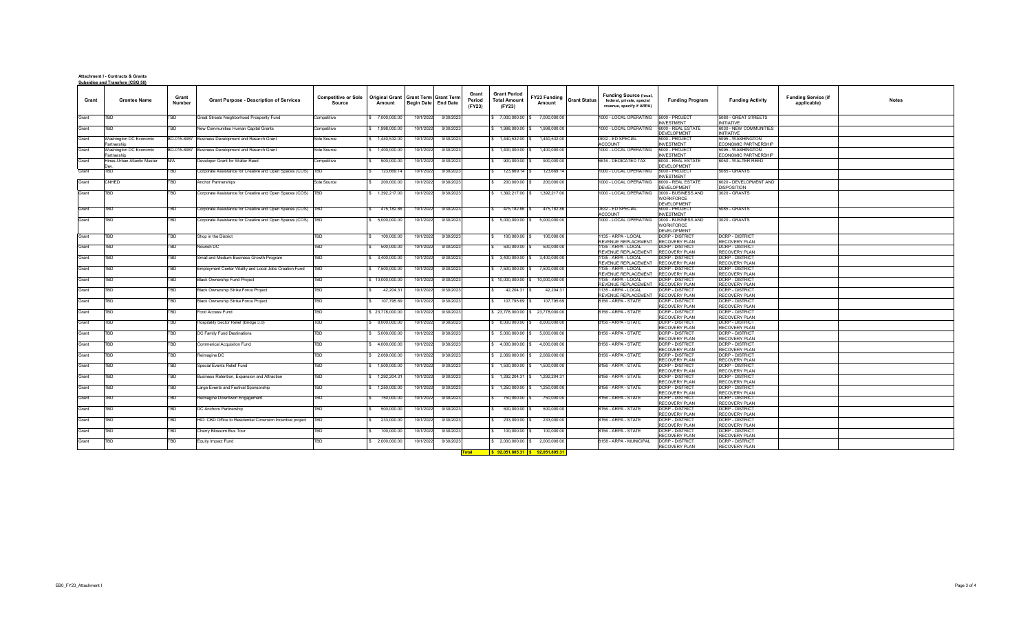**Attachment I - Contracts & Grants**
**Subsidies and Transfers (CSG 50)**

| Grant | Grantee Name | Grant Number | Grant Purpose - Description of Services | Competitive or Sole Source | Original Grant Amount | Grant Term Begin Date | Grant Term End Date | Grant Period (FY23) | Grant Period Total Amount (FY23) | FY23 Funding Amount | Grant Status | Funding Source (local, federal, private, special revenue, specify if ARPA) | Funding Program | Funding Activity | Funding Service (if applicable) | Notes |
|---|---|---|---|---|---|---|---|---|---|---|---|---|---|---|---|---|
| Grant | TBD | TBD | Great Streets Neighborhood Prosperity Fund | Competitive | $ 7,000,000.00 | 10/1/2022 | 9/30/2023 | | $ 7,000,000.00 | $ 7,000,000.00 | | 1000 - LOCAL OPERATING | 5000 - PROJECT INVESTMENT | 5080 - GREAT STREETS INITIATIVE | | |
| Grant | TBD | TBD | New Communities Human Capital Grants | Competitive | $ 1,998,000.00 | 10/1/2022 | 9/30/2023 | | $ 1,998,000.00 | $ 1,998,000.00 | | 1000 - LOCAL OPERATING | 6000 - REAL ESTATE DEVELOPMENT | 6030 - NEW COMMUNITIES INITIATIVE | | |
| Grant | Washington DC Economic Partnership | BD-015-6987 | Business Development and Research Grant | Sole Source | $ 1,440,532.00 | 10/1/2022 | 9/30/2023 | | $ 1,440,532.00 | $ 1,440,532.00 | | 0632 - ED SPECIAL ACCOUNT | 5000 - PROJECT INVESTMENT | 5095 - WASHINGTON ECONOMIC PARTNERSHIP | | |
| Grant | Washington DC Economic Partnership | BD-015-6987 | Business Development and Research Grant | Sole Source | $ 1,400,000.00 | 10/1/2022 | 9/30/2023 | | $ 1,400,000.00 | $ 1,400,000.00 | | 1000 - LOCAL OPERATING | 5000 - PROJECT INVESTMENT | 5095 - WASHINGTON ECONOMIC PARTNERSHIP | | |
| Grant | Hines-Urban Atlantic Master Dev. | N/A | Developer Grant for Walter Reed | Competitive | $ 900,000.00 | 10/1/2022 | 9/30/2023 | | $ 900,000.00 | $ 900,000.00 | | 6616 - DEDICATED TAX | 6000 - REAL ESTATE DEVELOPMENT | 6050 - WALTER REED | | |
| Grant | TBD | TBD | Corporate Assistance for Creative and Open Spaces (COS) | TBD | $ 123,669.14 | 10/1/2022 | 9/30/2023 | | $ 123,669.14 | $ 123,669.14 | | 1000 - LOCAL OPERATING | 5000 - PROJECT INVESTMENT | 5085 - GRANTS | | |
| Grant | CNHED | TBD | Anchor Partnerships | Sole Source | $ 200,000.00 | 10/1/2022 | 9/30/2023 | | $ 200,000.00 | $ 200,000.00 | | 1000 - LOCAL OPERATING | 6000 - REAL ESTATE DEVELOPMENT | 6020 - DEVELOPMENT AND DISPOSITION | | |
| Grant | TBD | TBD | Corporate Assistance for Creative and Open Spaces (COS) | TBD | $ 1,392,217.00 | 10/1/2022 | 9/30/2023 | | $ 1,392,217.00 | $ 1,392,217.00 | | 1000 - LOCAL OPERATING | 3000 - BUSINESS AND WORKFORCE DEVELOPMENT | 3020 - GRANTS | | |
| Grant | TBD | TBD | Corporate Assistance for Creative and Open Spaces (COS) | TBD | $ 475,182.86 | 10/1/2022 | 9/30/2023 | | $ 475,182.86 | $ 475,182.86 | | 0632 - ED SPECIAL ACCOUNT | 5000 - PROJECT INVESTMENT | 5085 - GRANTS | | |
| Grant | TBD | TBD | Corporate Assistance for Creative and Open Spaces (COS) | TBD | $ 5,000,000.00 | 10/1/2022 | 9/30/2023 | | $ 5,000,000.00 | $ 5,000,000.00 | | 1000 - LOCAL OPERATING | 3000 - BUSINESS AND WORKFORCE DEVELOPMENT | 3020 - GRANTS | | |
| Grant | TBD | TBD | Shop in the District | TBD | $ 100,000.00 | 10/1/2022 | 9/30/2023 | | $ 100,000.00 | $ 100,000.00 | | 1135 - ARPA - LOCAL REVENUE REPLACEMENT | DCRP - DISTRICT RECOVERY PLAN | DCRP - DISTRICT RECOVERY PLAN | | |
| Grant | TBD | TBD | Nourish DC | TBD | $ 500,000.00 | 10/1/2022 | 9/30/2023 | | $ 500,000.00 | $ 500,000.00 | | 1135 - ARPA - LOCAL REVENUE REPLACEMENT | DCRP - DISTRICT RECOVERY PLAN | DCRP - DISTRICT RECOVERY PLAN | | |
| Grant | TBD | TBD | Small and Medium Business Growth Program | TBD | $ 3,400,000.00 | 10/1/2022 | 9/30/2023 | | $ 3,400,000.00 | $ 3,400,000.00 | | 1135 - ARPA - LOCAL REVENUE REPLACEMENT | DCRP - DISTRICT RECOVERY PLAN | DCRP - DISTRICT RECOVERY PLAN | | |
| Grant | TBD | TBD | Employment Center Vitality and Local Jobs Creation Fund | TBD | $ 7,500,000.00 | 10/1/2022 | 9/30/2023 | | $ 7,500,000.00 | $ 7,500,000.00 | | 1135 - ARPA - LOCAL REVENUE REPLACEMENT | DCRP - DISTRICT RECOVERY PLAN | DCRP - DISTRICT RECOVERY PLAN | | |
| Grant | TBD | TBD | Black Ownership Fund Project | TBD | $ 10,000,000.00 | 10/1/2022 | 9/30/2023 | | $ 10,000,000.00 | $ 10,000,000.00 | | 1135 - ARPA - LOCAL REVENUE REPLACEMENT | DCRP - DISTRICT RECOVERY PLAN | DCRP - DISTRICT RECOVERY PLAN | | |
| Grant | TBD | TBD | Black Ownership Strike Force Project | TBD | $ 42,204.31 | 10/1/2022 | 9/30/2023 | | $ 42,204.31 | $ 42,204.31 | | 1135 - ARPA - LOCAL REVENUE REPLACEMENT | DCRP - DISTRICT RECOVERY PLAN | DCRP - DISTRICT RECOVERY PLAN | | |
| Grant | TBD | TBD | Black Ownership Strike Force Project | TBD | $ 107,795.69 | 10/1/2022 | 9/30/2023 | | $ 107,795.69 | $ 107,795.69 | | 8156 - ARPA - STATE | DCRP - DISTRICT RECOVERY PLAN | DCRP - DISTRICT RECOVERY PLAN | | |
| Grant | TBD | TBD | Food Access Fund | TBD | $ 23,778,000.00 | 10/1/2022 | 9/30/2023 | | $ 23,778,000.00 | $ 23,778,000.00 | | 8156 - ARPA - STATE | DCRP - DISTRICT RECOVERY PLAN | DCRP - DISTRICT RECOVERY PLAN | | |
| Grant | TBD | TBD | Hospitality Sector Relief (Bridge 3.0) | TBD | $ 8,000,000.00 | 10/1/2022 | 9/30/2023 | | $ 8,000,000.00 | $ 8,000,000.00 | | 8156 - ARPA - STATE | DCRP - DISTRICT RECOVERY PLAN | DCRP - DISTRICT RECOVERY PLAN | | |
| Grant | TBD | TBD | DC Family Fund Destinations | TBD | $ 5,000,000.00 | 10/1/2022 | 9/30/2023 | | $ 5,000,000.00 | $ 5,000,000.00 | | 8156 - ARPA - STATE | DCRP - DISTRICT RECOVERY PLAN | DCRP - DISTRICT RECOVERY PLAN | | |
| Grant | TBD | TBD | Commerical Acquisition Fund | TBD | $ 4,000,000.00 | 10/1/2022 | 9/30/2023 | | $ 4,000,000.00 | $ 4,000,000.00 | | 8156 - ARPA - STATE | DCRP - DISTRICT RECOVERY PLAN | DCRP - DISTRICT RECOVERY PLAN | | |
| Grant | TBD | TBD | Reimagine DC | TBD | $ 2,069,000.00 | 10/1/2022 | 9/30/2023 | | $ 2,069,000.00 | $ 2,069,000.00 | | 8156 - ARPA - STATE | DCRP - DISTRICT RECOVERY PLAN | DCRP - DISTRICT RECOVERY PLAN | | |
| Grant | TBD | TBD | Special Events Relief Fund | TBD | $ 1,500,000.00 | 10/1/2022 | 9/30/2023 | | $ 1,500,000.00 | $ 1,500,000.00 | | 8156 - ARPA - STATE | DCRP - DISTRICT RECOVERY PLAN | DCRP - DISTRICT RECOVERY PLAN | | |
| Grant | TBD | TBD | Business Retention, Expansion and Attraction | TBD | $ 1,292,204.31 | 10/1/2022 | 9/30/2023 | | $ 1,292,204.31 | $ 1,292,204.31 | | 8156 - ARPA - STATE | DCRP - DISTRICT RECOVERY PLAN | DCRP - DISTRICT RECOVERY PLAN | | |
| Grant | TBD | TBD | Large Events and Festival Sponsorship | TBD | $ 1,250,000.00 | 10/1/2022 | 9/30/2023 | | $ 1,250,000.00 | $ 1,250,000.00 | | 8156 - ARPA - STATE | DCRP - DISTRICT RECOVERY PLAN | DCRP - DISTRICT RECOVERY PLAN | | |
| Grant | TBD | TBD | Reimagine Downtown Engagement | TBD | $ 750,000.00 | 10/1/2022 | 9/30/2023 | | $ 750,000.00 | $ 750,000.00 | | 8156 - ARPA - STATE | DCRP - DISTRICT RECOVERY PLAN | DCRP - DISTRICT RECOVERY PLAN | | |
| Grant | TBD | TBD | DC Anchors Partnership | TBD | $ 500,000.00 | 10/1/2022 | 9/30/2023 | | $ 500,000.00 | $ 500,000.00 | | 8156 - ARPA - STATE | DCRP - DISTRICT RECOVERY PLAN | DCRP - DISTRICT RECOVERY PLAN | | |
| Grant | TBD | TBD | HID: CBD Office to Residential Conersion Incentive project | TBD | $ 233,000.00 | 10/1/2022 | 9/30/2023 | | $ 233,000.00 | $ 233,000.00 | | 8156 - ARPA - STATE | DCRP - DISTRICT RECOVERY PLAN | DCRP - DISTRICT RECOVERY PLAN | | |
| Grant | TBD | TBD | Cherry Blossom Bus Tour | TBD | $ 100,000.00 | 10/1/2022 | 9/30/2023 | | $ 100,000.00 | $ 100,000.00 | | 8156 - ARPA - STATE | DCRP - DISTRICT RECOVERY PLAN | DCRP - DISTRICT RECOVERY PLAN | | |
| Grant | TBD | TBD | Equity Impact Fund | TBD | $ 2,000,000.00 | 10/1/2022 | 9/30/2023 | | $ 2,000,000.00 | $ 2,000,000.00 | | 8158 - ARPA - MUNICIPAL | DCRP - DISTRICT RECOVERY PLAN | DCRP - DISTRICT RECOVERY PLAN | | |
| | | | | | | | | **Total** | **$ 92,051,805.31** | **$ 92,051,805.31** | | | | | | |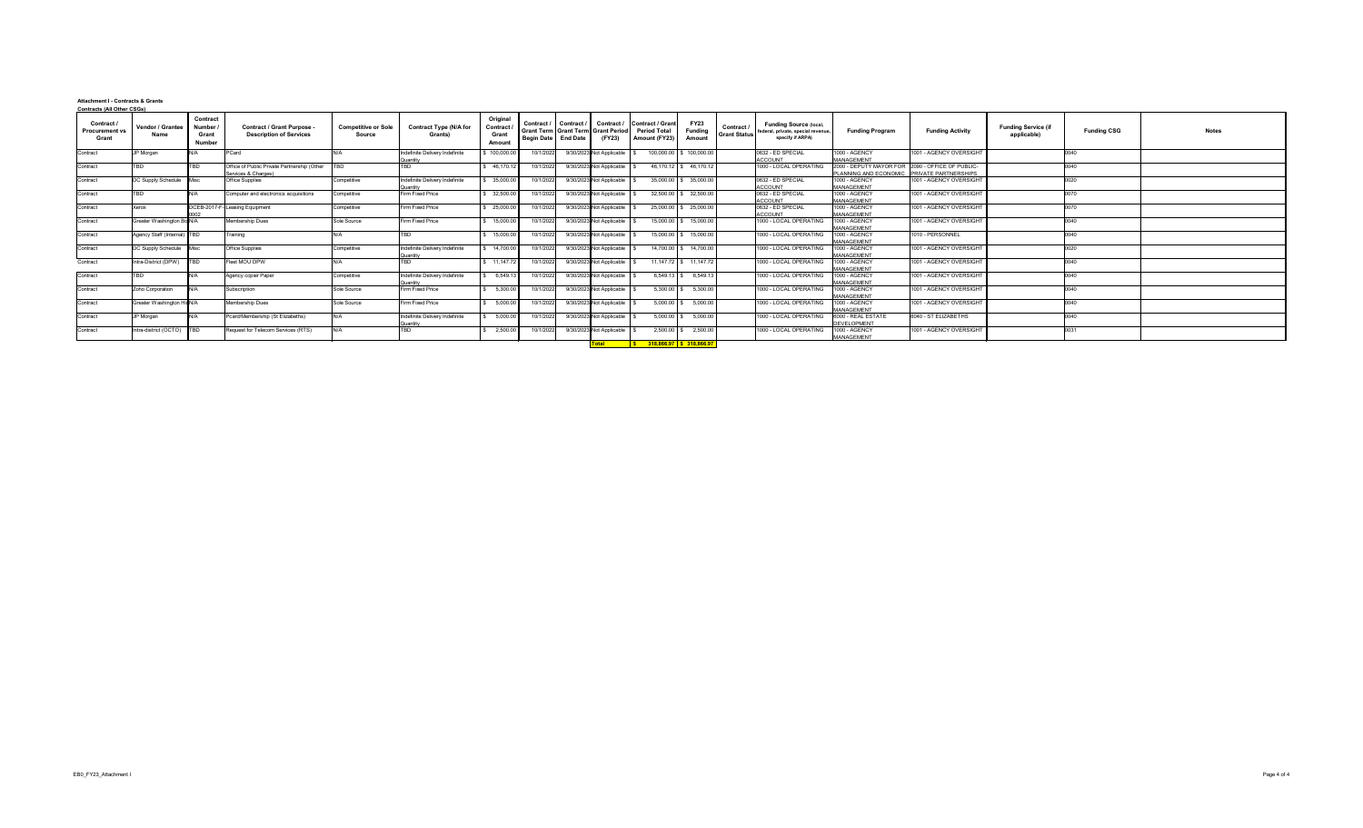**Attachment I - Contracts & Grants**

**Contracts (All Other CSGs)**

| Contract / Procurement vs Grant | Vendor / Grantee Name | Contract Number / Grant Number | Contract / Grant Purpose - Description of Services | Competitive or Sole Source | Contract Type (N/A for Grants) | Original Contract / Grant Amount | Contract / Grant Term Begin Date | Contract / Grant Term End Date | Contract / Grant Period (FY23) | Contract / Grant Period Total Amount (FY23) | FY23 Funding Amount | Contract / Grant Status | Funding Source (local, federal, private, special revenue, specify if ARPA) | Funding Program | Funding Activity | Funding Service (if applicable) | Funding CSG | Notes |
|---|---|---|---|---|---|---|---|---|---|---|---|---|---|---|---|---|---|---|
| Contract | JP Morgan | N/A | PCard | N/A | Indefinite Delivery Indefinite Quantity | $ 100,000.00 | 10/1/2022 | 9/30/2023 | Not Applicable | $ 100,000.00 | $ 100,000.00 | | 0632 - ED SPECIAL ACCOUNT | 1000 - AGENCY MANAGEMENT | 1001 - AGENCY OVERSIGHT | | 0040 | |
| Contract | TBD | TBD | Office of Public Private Partnership (Other Services & Charges) | TBD | TBD | $ 46,170.12 | 10/1/2022 | 9/30/2023 | Not Applicable | $ 46,170.12 | $ 46,170.12 | | 1000 - LOCAL OPERATING | 2000 - DEPUTY MAYOR FOR PLANNING AND ECONOMIC | 2090 - OFFICE OF PUBLIC-PRIVATE PARTNERSHIPS | | 0040 | |
| Contract | DC Supply Schedule | Misc | Office Supplies | Competitive | Indefinite Delivery Indefinite Quantity | $ 35,000.00 | 10/1/2022 | 9/30/2023 | Not Applicable | $ 35,000.00 | $ 35,000.00 | | 0632 - ED SPECIAL ACCOUNT | 1000 - AGENCY MANAGEMENT | 1001 - AGENCY OVERSIGHT | | 0020 | |
| Contract | TBD | N/A | Computer and electronics acquisitions | Competitive | Firm Fixed Price | $ 32,500.00 | 10/1/2022 | 9/30/2023 | Not Applicable | $ 32,500.00 | $ 32,500.00 | | 0632 - ED SPECIAL ACCOUNT | 1000 - AGENCY MANAGEMENT | 1001 - AGENCY OVERSIGHT | | 0070 | |
| Contract | Xerox | DCEB-2017-F-0002 | Leasing Equipment | Competitive | Firm Fixed Price | $ 25,000.00 | 10/1/2022 | 9/30/2023 | Not Applicable | $ 25,000.00 | $ 25,000.00 | | 0632 - ED SPECIAL ACCOUNT | 1000 - AGENCY MANAGEMENT | 1001 - AGENCY OVERSIGHT | | 0070 | |
| Contract | Greater Washington Bo | N/A | Membership Dues | Sole Source | Firm Fixed Price | $ 15,000.00 | 10/1/2022 | 9/30/2023 | Not Applicable | $ 15,000.00 | $ 15,000.00 | | 1000 - LOCAL OPERATING | 1000 - AGENCY MANAGEMENT | 1001 - AGENCY OVERSIGHT | | 0040 | |
| Contract | Agency Staff (Internal) | TBD | Training | N/A | TBD | $ 15,000.00 | 10/1/2022 | 9/30/2023 | Not Applicable | $ 15,000.00 | $ 15,000.00 | | 1000 - LOCAL OPERATING | 1000 - AGENCY MANAGEMENT | 1010 - PERSONNEL | | 0040 | |
| Contract | DC Supply Schedule | Misc | Office Supplies | Competitive | Indefinite Delivery Indefinite Quantity | $ 14,700.00 | 10/1/2022 | 9/30/2023 | Not Applicable | $ 14,700.00 | $ 14,700.00 | | 1000 - LOCAL OPERATING | 1000 - AGENCY MANAGEMENT | 1001 - AGENCY OVERSIGHT | | 0020 | |
| Contract | Intra-District (DPW) | TBD | Fleet MOU DPW | N/A | TBD | $ 11,147.72 | 10/1/2022 | 9/30/2023 | Not Applicable | $ 11,147.72 | $ 11,147.72 | | 1000 - LOCAL OPERATING | 1000 - AGENCY MANAGEMENT | 1001 - AGENCY OVERSIGHT | | 0040 | |
| Contract | TBD | N/A | Agency copier Paper | Competitive | Indefinite Delivery Indefinite Quantity | $ 6,549.13 | 10/1/2022 | 9/30/2023 | Not Applicable | $ 6,549.13 | $ 6,549.13 | | 1000 - LOCAL OPERATING | 1000 - AGENCY MANAGEMENT | 1001 - AGENCY OVERSIGHT | | 0040 | |
| Contract | Zoho Corporation | N/A | Subscription | Sole Source | Firm Fixed Price | $ 5,300.00 | 10/1/2022 | 9/30/2023 | Not Applicable | $ 5,300.00 | $ 5,300.00 | | 1000 - LOCAL OPERATING | 1000 - AGENCY MANAGEMENT | 1001 - AGENCY OVERSIGHT | | 0040 | |
| Contract | Greater Washington His | N/A | Membership Dues | Sole Source | Firm Fixed Price | $ 5,000.00 | 10/1/2022 | 9/30/2023 | Not Applicable | $ 5,000.00 | $ 5,000.00 | | 1000 - LOCAL OPERATING | 1000 - AGENCY MANAGEMENT | 1001 - AGENCY OVERSIGHT | | 0040 | |
| Contract | JP Morgan | N/A | Pcard/Membership (St Elizabeths) | N/A | Indefinite Delivery Indefinite Quantity | $ 5,000.00 | 10/1/2022 | 9/30/2023 | Not Applicable | $ 5,000.00 | $ 5,000.00 | | 1000 - LOCAL OPERATING | 6000 - REAL ESTATE DEVELOPMENT | 6040 - ST ELIZABETHS | | 0040 | |
| Contract | Intra-district (OCTO) | TBD | Request for Telecom Services (RTS) | N/A | TBD | $ 2,500.00 | 10/1/2022 | 9/30/2023 | Not Applicable | $ 2,500.00 | $ 2,500.00 | | 1000 - LOCAL OPERATING | 1000 - AGENCY MANAGEMENT | 1001 - AGENCY OVERSIGHT | | 0031 | |
| | | | | | | | | | **Total** | **$ 318,866.97** | **$ 318,866.97** | | | | | | | |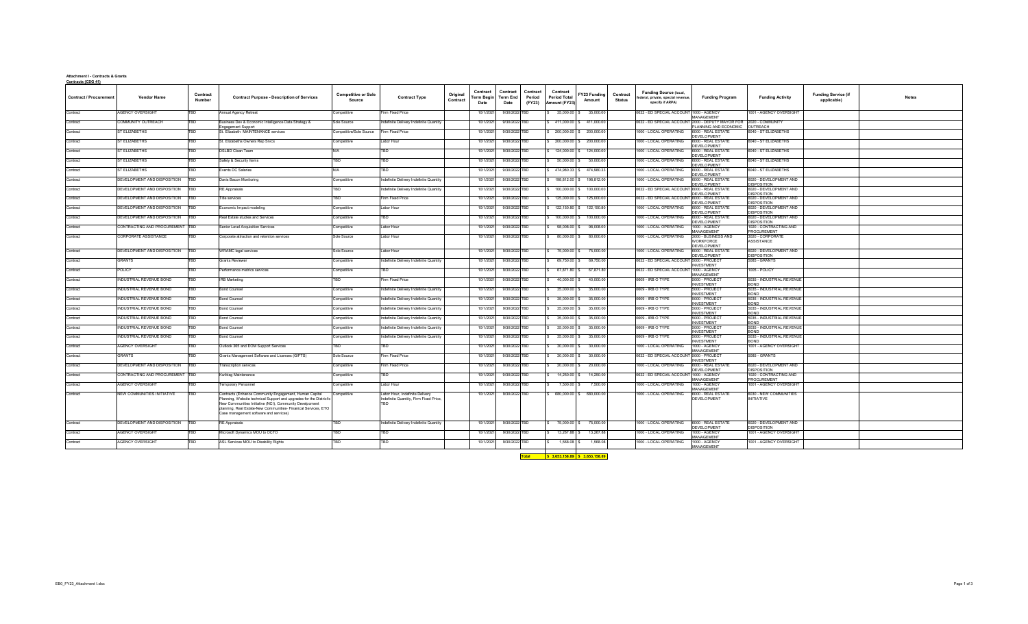**Attachment I - Contracts & Grants**

**Contracts (CSG 41)**

| Contract / Procurement | Vendor Name | Contract Number | Contract Purpose - Description of Services | Competitive or Sole Source | Contract Type | Original Contract | Contract Term Begin Date | Contract Term End Date | Contract Period (FY23) | Contract Period Total Amount (FY23) | FY23 Funding Amount | Contract Status | Funding Source (local, federal, private, special revenue, specify if ARPA) | Funding Program | Funding Activity | Funding Service (if applicable) | Notes |
|---|---|---|---|---|---|---|---|---|---|---|---|---|---|---|---|---|---|
| Contract | AGENCY OVERSIGHT | TBD | Annual Agency Retreat | Competitive | Firm Fixed Price | | 10/1/2021 | 9/30/2022 | TBD | $ 35,000.00 | $ 35,000.00 | | 0632 - ED SPECIAL ACCOUNT | 1000 - AGENCY MANAGEMENT | 1001 - AGENCY OVERSIGHT | | |
| Contract | COMMUNITY OUTREACH | TBD | Business Dev & Economic Intelligence Data Strategy & Engagement Support | Sole Source | Indefinite Delivery Indefinite Quantity | | 10/1/2021 | 9/30/2022 | TBD | $ 411,000.00 | $ 411,000.00 | | 0632 - ED SPECIAL ACCOUNT | 2000 - DEPUTY MAYOR FOR PLANNING AND ECONOMIC | 2020 - COMMUNITY OUTREACH | | |
| Contract | ST ELIZABETHS | TBD | St. Elizabeth MAINTENANCE services | Competitive/Sole Source | Firm Fixed Price | | 10/1/2021 | 9/30/2022 | TBD | $ 200,000.00 | $ 200,000.00 | | 1000 - LOCAL OPERATING | 6000 - REAL ESTATE DEVELOPMENT | 6040 - ST ELIZABETHS | | |
| Contract | ST ELIZABETHS | TBD | St. Elizabeths Owners Rep Srvcs | Competitive | Labor Hour | | 10/1/2021 | 9/30/2022 | TBD | $ 200,000.00 | $ 200,000.00 | | 1000 - LOCAL OPERATING | 6000 - REAL ESTATE DEVELOPMENT | 6040 - ST ELIZABETHS | | |
| Contract | ST ELIZABETHS | TBD | DSLBD Clean Team | N/A | TBD | | 10/1/2021 | 9/30/2022 | TBD | $ 124,000.00 | $ 124,000.00 | | 1000 - LOCAL OPERATING | 6000 - REAL ESTATE DEVELOPMENT | 6040 - ST ELIZABETHS | | |
| Contract | ST ELIZABETHS | TBD | Safety & Security Items | TBD | TBD | | 10/1/2021 | 9/30/2022 | TBD | $ 50,000.00 | $ 50,000.00 | | 1000 - LOCAL OPERATING | 6000 - REAL ESTATE DEVELOPMENT | 6040 - ST ELIZABETHS | | |
| Contract | ST ELIZABETHS | TBD | Events DC Salaries | N/A | TBD | | 10/1/2021 | 9/30/2022 | TBD | $ 474,980.33 | $ 474,980.33 | | 1000 - LOCAL OPERATING | 6000 - REAL ESTATE DEVELOPMENT | 6040 - ST ELIZABETHS | | |
| Contract | DEVELOPMENT AND DISPOSITION | TBD | Davis Bacon Monitoring | Competitive | Indefinite Delivery Indefinite Quantity | | 10/1/2021 | 9/30/2022 | TBD | $ 198,612.00 | $ 198,612.00 | | 1000 - LOCAL OPERATING | 6000 - REAL ESTATE DEVELOPMENT | 6020 - DEVELOPMENT AND DISPOSITION | | |
| Contract | DEVELOPMENT AND DISPOSITION | TBD | RE Appraisals | TBD | Indefinite Delivery Indefinite Quantity | | 10/1/2021 | 9/30/2022 | TBD | $ 100,000.00 | $ 100,000.00 | | 0632 - ED SPECIAL ACCOUNT | 6000 - REAL ESTATE DEVELOPMENT | 6020 - DEVELOPMENT AND DISPOSITION | | |
| Contract | DEVELOPMENT AND DISPOSITION | TBD | Title services | TBD | Firm Fixed Price | | 10/1/2021 | 9/30/2022 | TBD | $ 125,000.00 | $ 125,000.00 | | 0632 - ED SPECIAL ACCOUNT | 6000 - REAL ESTATE DEVELOPMENT | 6020 - DEVELOPMENT AND DISPOSITION | | |
| Contract | DEVELOPMENT AND DISPOSITION | TBD | Economic Impact modeling | Competitive | Labor Hour | | 10/1/2021 | 9/30/2022 | TBD | $ 122,150.80 | $ 122,150.80 | | 1000 - LOCAL OPERATING | 6000 - REAL ESTATE DEVELOPMENT | 6020 - DEVELOPMENT AND DISPOSITION | | |
| Contract | DEVELOPMENT AND DISPOSITION | TBD | Real Estate studies and Services | Competitive | TBD | | 10/1/2021 | 9/30/2022 | TBD | $ 100,000.00 | $ 100,000.00 | | 1000 - LOCAL OPERATING | 6000 - REAL ESTATE DEVELOPMENT | 6020 - DEVELOPMENT AND DISPOSITION | | |
| Contract | CONTRACTING AND PROCUREMENT | TBD | Senior Level Acquisition Services | Competitive | Labor Hour | | 10/1/2021 | 9/30/2022 | TBD | $ 98,008.00 | $ 98,008.00 | | 1000 - LOCAL OPERATING | 1000 - AGENCY MANAGEMENT | 1020 - CONTRACTING AND PROCUREMENT | | |
| Contract | CORPORATE ASSISTANCE | TBD | Corporate attraction and retention services | Sole Source | Labor Hour | | 10/1/2021 | 9/30/2022 | TBD | $ 80,000.00 | $ 80,000.00 | | 1000 - LOCAL OPERATING | 3000 - BUSINESS AND WORKFORCE DEVELOPMENT | 3020 - CORPORATE ASSISTANCE | | |
| Contract | DEVELOPMENT AND DISPOSITION | TBD | WRAMC legal services | Sole Source | Labor Hour | | 10/1/2021 | 9/30/2022 | TBD | $ 75,000.00 | $ 75,000.00 | | 1000 - LOCAL OPERATING | 6000 - REAL ESTATE DEVELOPMENT | 6020 - DEVELOPMENT AND DISPOSITION | | |
| Contract | GRANTS | TBD | Grants Reviewer | Competitive | Indefinite Delivery Indefinite Quantity | | 10/1/2021 | 9/30/2022 | TBD | $ 69,750.00 | $ 69,750.00 | | 0632 - ED SPECIAL ACCOUNT | 5000 - PROJECT INVESTMENT | 5085 - GRANTS | | |
| Contract | POLICY | TBD | Performance metrics services | Competitive | TBD | | 10/1/2021 | 9/30/2022 | TBD | $ 67,671.80 | $ 67,671.80 | | 0632 - ED SPECIAL ACCOUNT | 1000 - AGENCY MANAGEMENT | 1005 - POLICY | | |
| Contract | INDUSTRIAL REVENUE BOND | TBD | IRB Marketing | TBD | Firm Fixed Price | | 10/1/2021 | 9/30/2022 | TBD | $ 40,000.00 | $ 40,000.00 | | 0609 - IRB O TYPE | 5000 - PROJECT INVESTMENT | 5035 - INDUSTRIAL REVENUE BOND | | |
| Contract | INDUSTRIAL REVENUE BOND | TBD | Bond Counsel | Competitive | Indefinite Delivery Indefinite Quantity | | 10/1/2021 | 9/30/2022 | TBD | $ 35,000.00 | $ 35,000.00 | | 0609 - IRB O TYPE | 5000 - PROJECT INVESTMENT | 5035 - INDUSTRIAL REVENUE BOND | | |
| Contract | INDUSTRIAL REVENUE BOND | TBD | Bond Counsel | Competitive | Indefinite Delivery Indefinite Quantity | | 10/1/2021 | 9/30/2022 | TBD | $ 35,000.00 | $ 35,000.00 | | 0609 - IRB O TYPE | 5000 - PROJECT INVESTMENT | 5035 - INDUSTRIAL REVENUE BOND | | |
| Contract | INDUSTRIAL REVENUE BOND | TBD | Bond Counsel | Competitive | Indefinite Delivery Indefinite Quantity | | 10/1/2021 | 9/30/2022 | TBD | $ 35,000.00 | $ 35,000.00 | | 0609 - IRB O TYPE | 5000 - PROJECT INVESTMENT | 5035 - INDUSTRIAL REVENUE BOND | | |
| Contract | INDUSTRIAL REVENUE BOND | TBD | Bond Counsel | Competitive | Indefinite Delivery Indefinite Quantity | | 10/1/2021 | 9/30/2022 | TBD | $ 35,000.00 | $ 35,000.00 | | 0609 - IRB O TYPE | 5000 - PROJECT INVESTMENT | 5035 - INDUSTRIAL REVENUE BOND | | |
| Contract | INDUSTRIAL REVENUE BOND | TBD | Bond Counsel | Competitive | Indefinite Delivery Indefinite Quantity | | 10/1/2021 | 9/30/2022 | TBD | $ 35,000.00 | $ 35,000.00 | | 0609 - IRB O TYPE | 5000 - PROJECT INVESTMENT | 5035 - INDUSTRIAL REVENUE BOND | | |
| Contract | INDUSTRIAL REVENUE BOND | TBD | Bond Counsel | Competitive | Indefinite Delivery Indefinite Quantity | | 10/1/2021 | 9/30/2022 | TBD | $ 35,000.00 | $ 35,000.00 | | 0609 - IRB O TYPE | 5000 - PROJECT INVESTMENT | 5035 - INDUSTRIAL REVENUE BOND | | |
| Contract | AGENCY OVERSIGHT | TBD | Outlook 365 and EOM Support Services | TBD | TBD | | 10/1/2021 | 9/30/2022 | TBD | $ 30,000.00 | $ 30,000.00 | | 1000 - LOCAL OPERATING | 1000 - AGENCY MANAGEMENT | 1001 - AGENCY OVERSIGHT | | |
| Contract | GRANTS | TBD | Grants Management Software and Licenses (GIFTS) | Sole Source | Firm Fixed Price | | 10/1/2021 | 9/30/2022 | TBD | $ 30,000.00 | $ 30,000.00 | | 0632 - ED SPECIAL ACCOUNT | 5000 - PROJECT INVESTMENT | 5085 - GRANTS | | |
| Contract | DEVELOPMENT AND DISPOSITION | TBD | Transcription services | Competitive | Firm Fixed Price | | 10/1/2021 | 9/30/2022 | TBD | $ 20,000.00 | $ 20,000.00 | | 1000 - LOCAL OPERATING | 6000 - REAL ESTATE DEVELOPMENT | 6020 - DEVELOPMENT AND DISPOSITION | | |
| Contract | CONTRACTING AND PROCUREMENT | TBD | Kwikitag Maintenance | Competitive | TBD | | 10/1/2021 | 9/30/2022 | TBD | $ 14,250.00 | $ 14,250.00 | | 0632 - ED SPECIAL ACCOUNT | 1000 - AGENCY MANAGEMENT | 1020 - CONTRACTING AND PROCUREMENT | | |
| Contract | AGENCY OVERSIGHT | TBD | Temporary Personnel | Competitive | Labor Hour | | 10/1/2021 | 9/30/2022 | TBD | $ 7,500.00 | $ 7,500.00 | | 1000 - LOCAL OPERATING | 1000 - AGENCY MANAGEMENT | 1001 - AGENCY OVERSIGHT | | |
| Contract | NEW COMMUNITIES INITIATIVE | TBD | Contracts (Enhance Community Engagement, Human Capital Planning, Website technical Support and upgrades for the District's New Communities Initiative (NCI), Community Development planning, Real Estate-New Communities- Finanical Services, ETO Case management software and services) | Competitive | Labor Hour, Indefinite Delivery Indefinite Quantity, Firm Fixed Price, TBD | | 10/1/2021 | 9/30/2022 | TBD | $ 680,000.00 | $ 680,000.00 | | 1000 - LOCAL OPERATING | 6000 - REAL ESTATE DEVELOPMENT | 6030 - NEW COMMUNITIES INITIATIVE | | |
| Contract | DEVELOPMENT AND DISPOSITION | TBD | RE Appraisals | TBD | Indefinite Delivery Indefinite Quantity | | 10/1/2021 | 9/30/2022 | TBD | $ 75,000.00 | $ 75,000.00 | | 1000 - LOCAL OPERATING | 6000 - REAL ESTATE DEVELOPMENT | 6020 - DEVELOPMENT AND DISPOSITION | | |
| Contract | AGENCY OVERSIGHT | TBD | Microsoft Dynamics MOU to OCTO | TBD | TBD | | 10/1/2021 | 9/30/2022 | TBD | $ 13,267.88 | $ 13,267.88 | | 1000 - LOCAL OPERATING | 1000 - AGENCY MANAGEMENT | 1001 - AGENCY OVERSIGHT | | |
| Contract | AGENCY OVERSIGHT | TBD | ASL Services MOU to Disability Rights | TBD | TBD | | 10/1/2021 | 9/30/2022 | TBD | $ 1,568.08 | $ 1,568.08 | | 1000 - LOCAL OPERATING | 1000 - AGENCY MANAGEMENT | 1001 - AGENCY OVERSIGHT | | |
| | | | | | | | | | Total | $ 3,653,158.89 | $ 3,653,158.89 | | | | | | |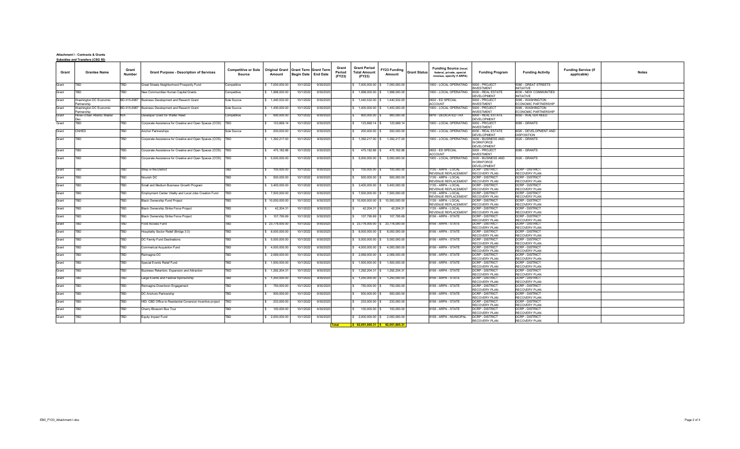**Attachment I - Contracts & Grants**

**Subsidies and Transfers (CSG 50)**

| Grant | Grantee Name | Grant Number | Grant Purpose - Description of Services | Competitive or Sole Source | Original Grant Amount | Grant Term Begin Date | Grant Term End Date | Grant Period (FY23) | Grant Period Total Amount (FY23) | FY23 Funding Amount | Grant Status | Funding Source (local, federal, private, special revenue, specify if ARPA) | Funding Program | Funding Activity | Funding Service (if applicable) | Notes |
|---|---|---|---|---|---|---|---|---|---|---|---|---|---|---|---|---|
| Grant | TBD | TBD | Great Streets Neighborhood Prosperity Fund | Competitive | $ 7,000,000.00 | 10/1/2022 | 9/30/2023 | | $ 7,000,000.00 | $ 7,000,000.00 | | 1000 - LOCAL OPERATING | 5000 - PROJECT INVESTMENT | 5080 - GREAT STREETS INITIATIVE | | |
| Grant | TBD | TBD | New Communities Human Capital Grants | Competitive | $ 1,998,000.00 | 10/1/2022 | 9/30/2023 | | $ 1,998,000.00 | $ 1,998,000.00 | | 1000 - LOCAL OPERATING | 6000 - REAL ESTATE DEVELOPMENT | 6030 - NEW COMMUNITIES INITIATIVE | | |
| Grant | Washington DC Economic Partnership | BD-015-6987 | Business Development and Research Grant | Sole Source | $ 1,440,532.00 | 10/1/2022 | 9/30/2023 | | $ 1,440,532.00 | $ 1,440,532.00 | | 0632 - ED SPECIAL ACCOUNT | 5000 - PROJECT INVESTMENT | 5095 - WASHINGTON ECONOMIC PARTNERSHIP | | |
| Grant | Washington DC Economic Partnership | BD-015-6987 | Business Development and Research Grant | Sole Source | $ 1,400,000.00 | 10/1/2022 | 9/30/2023 | | $ 1,400,000.00 | $ 1,400,000.00 | | 1000 - LOCAL OPERATING | 5000 - PROJECT INVESTMENT | 5095 - WASHINGTON ECONOMIC PARTNERSHIP | | |
| Grant | Hines-Urban Atlantic Master Dev. | N/A | Developer Grant for Walter Reed | Competitive | $ 900,000.00 | 10/1/2022 | 9/30/2023 | | $ 900,000.00 | $ 900,000.00 | | 6616 - DEDICATED TAX | 6000 - REAL ESTATE DEVELOPMENT | 6050 - WALTER REED | | |
| Grant | TBD | TBD | Corporate Assistance for Creative and Open Spaces (COS) | TBD | $ 123,669.14 | 10/1/2022 | 9/30/2023 | | $ 123,669.14 | $ 123,669.14 | | 1000 - LOCAL OPERATING | 5000 - PROJECT INVESTMENT | 5085 - GRANTS | | |
| Grant | CNHED | TBD | Anchor Partnerships | Sole Source | $ 200,000.00 | 10/1/2022 | 9/30/2023 | | $ 200,000.00 | $ 200,000.00 | | 1000 - LOCAL OPERATING | 6000 - REAL ESTATE DEVELOPMENT | 6020 - DEVELOPMENT AND DISPOSITION | | |
| Grant | TBD | TBD | Corporate Assistance for Creative and Open Spaces (COS) | TBD | $ 1,392,217.00 | 10/1/2022 | 9/30/2023 | | $ 1,392,217.00 | $ 1,392,217.00 | | 1000 - LOCAL OPERATING | 3000 - BUSINESS AND WORKFORCE DEVELOPMENT | 3020 - GRANTS | | |
| Grant | TBD | TBD | Corporate Assistance for Creative and Open Spaces (COS) | TBD | $ 475,182.86 | 10/1/2022 | 9/30/2023 | | $ 475,182.86 | $ 475,182.86 | | 0632 - ED SPECIAL ACCOUNT | 5000 - PROJECT INVESTMENT | 5085 - GRANTS | | |
| Grant | TBD | TBD | Corporate Assistance for Creative and Open Spaces (COS) | TBD | $ 5,000,000.00 | 10/1/2022 | 9/30/2023 | | $ 5,000,000.00 | $ 5,000,000.00 | | 1000 - LOCAL OPERATING | 3000 - BUSINESS AND WORKFORCE DEVELOPMENT | 3020 - GRANTS | | |
| Grant | TBD | TBD | Shop in the District | TBD | $ 100,000.00 | 10/1/2022 | 9/30/2023 | | $ 100,000.00 | $ 100,000.00 | | 1135 - ARPA - LOCAL REVENUE REPLACEMENT | DCRP - DISTRICT RECOVERY PLAN | DCRP - DISTRICT RECOVERY PLAN | | |
| Grant | TBD | TBD | Nourish DC | TBD | $ 500,000.00 | 10/1/2022 | 9/30/2023 | | $ 500,000.00 | $ 500,000.00 | | 1135 - ARPA - LOCAL REVENUE REPLACEMENT | DCRP - DISTRICT RECOVERY PLAN | DCRP - DISTRICT RECOVERY PLAN | | |
| Grant | TBD | TBD | Small and Medium Business Growth Program | TBD | $ 3,400,000.00 | 10/1/2022 | 9/30/2023 | | $ 3,400,000.00 | $ 3,400,000.00 | | 1135 - ARPA - LOCAL REVENUE REPLACEMENT | DCRP - DISTRICT RECOVERY PLAN | DCRP - DISTRICT RECOVERY PLAN | | |
| Grant | TBD | TBD | Employment Center Vitality and Local Jobs Creation Fund | TBD | $ 7,500,000.00 | 10/1/2022 | 9/30/2023 | | $ 7,500,000.00 | $ 7,500,000.00 | | 1135 - ARPA - LOCAL REVENUE REPLACEMENT | DCRP - DISTRICT RECOVERY PLAN | DCRP - DISTRICT RECOVERY PLAN | | |
| Grant | TBD | TBD | Black Ownership Fund Project | TBD | $ 10,000,000.00 | 10/1/2022 | 9/30/2023 | | $ 10,000,000.00 | $ 10,000,000.00 | | 1135 - ARPA - LOCAL REVENUE REPLACEMENT | DCRP - DISTRICT RECOVERY PLAN | DCRP - DISTRICT RECOVERY PLAN | | |
| Grant | TBD | TBD | Black Ownership Strike Force Project | TBD | $ 42,204.31 | 10/1/2022 | 9/30/2023 | | $ 42,204.31 | $ 42,204.31 | | 1135 - ARPA - LOCAL REVENUE REPLACEMENT | DCRP - DISTRICT RECOVERY PLAN | DCRP - DISTRICT RECOVERY PLAN | | |
| Grant | TBD | TBD | Black Ownership Strike Force Project | TBD | $ 107,795.69 | 10/1/2022 | 9/30/2023 | | $ 107,795.69 | $ 107,795.69 | | 8156 - ARPA - STATE | DCRP - DISTRICT RECOVERY PLAN | DCRP - DISTRICT RECOVERY PLAN | | |
| Grant | TBD | TBD | Food Access Fund | TBD | $ 23,778,000.00 | 10/1/2022 | 9/30/2023 | | $ 23,778,000.00 | $ 23,778,000.00 | | 8156 - ARPA - STATE | DCRP - DISTRICT RECOVERY PLAN | DCRP - DISTRICT RECOVERY PLAN | | |
| Grant | TBD | TBD | Hospitality Sector Relief (Bridge 3.0) | TBD | $ 8,000,000.00 | 10/1/2022 | 9/30/2023 | | $ 8,000,000.00 | $ 8,000,000.00 | | 8156 - ARPA - STATE | DCRP - DISTRICT RECOVERY PLAN | DCRP - DISTRICT RECOVERY PLAN | | |
| Grant | TBD | TBD | DC Family Fund Destinations | TBD | $ 5,000,000.00 | 10/1/2022 | 9/30/2023 | | $ 5,000,000.00 | $ 5,000,000.00 | | 8156 - ARPA - STATE | DCRP - DISTRICT RECOVERY PLAN | DCRP - DISTRICT RECOVERY PLAN | | |
| Grant | TBD | TBD | Commerical Acquisition Fund | TBD | $ 4,000,000.00 | 10/1/2022 | 9/30/2023 | | $ 4,000,000.00 | $ 4,000,000.00 | | 8156 - ARPA - STATE | DCRP - DISTRICT RECOVERY PLAN | DCRP - DISTRICT RECOVERY PLAN | | |
| Grant | TBD | TBD | Reimagine DC | TBD | $ 2,069,000.00 | 10/1/2022 | 9/30/2023 | | $ 2,069,000.00 | $ 2,069,000.00 | | 8156 - ARPA - STATE | DCRP - DISTRICT RECOVERY PLAN | DCRP - DISTRICT RECOVERY PLAN | | |
| Grant | TBD | TBD | Special Events Relief Fund | TBD | $ 1,500,000.00 | 10/1/2022 | 9/30/2023 | | $ 1,500,000.00 | $ 1,500,000.00 | | 8156 - ARPA - STATE | DCRP - DISTRICT RECOVERY PLAN | DCRP - DISTRICT RECOVERY PLAN | | |
| Grant | TBD | TBD | Business Retention, Expansion and Attraction | TBD | $ 1,292,204.31 | 10/1/2022 | 9/30/2023 | | $ 1,292,204.31 | $ 1,292,204.31 | | 8156 - ARPA - STATE | DCRP - DISTRICT RECOVERY PLAN | DCRP - DISTRICT RECOVERY PLAN | | |
| Grant | TBD | TBD | Large Events and Festival Sponsorship | TBD | $ 1,250,000.00 | 10/1/2022 | 9/30/2023 | | $ 1,250,000.00 | $ 1,250,000.00 | | 8156 - ARPA - STATE | DCRP - DISTRICT RECOVERY PLAN | DCRP - DISTRICT RECOVERY PLAN | | |
| Grant | TBD | TBD | Reimagine Downtown Engagement | TBD | $ 750,000.00 | 10/1/2022 | 9/30/2023 | | $ 750,000.00 | $ 750,000.00 | | 8156 - ARPA - STATE | DCRP - DISTRICT RECOVERY PLAN | DCRP - DISTRICT RECOVERY PLAN | | |
| Grant | TBD | TBD | DC Anchors Partnership | TBD | $ 500,000.00 | 10/1/2022 | 9/30/2023 | | $ 500,000.00 | $ 500,000.00 | | 8156 - ARPA - STATE | DCRP - DISTRICT RECOVERY PLAN | DCRP - DISTRICT RECOVERY PLAN | | |
| Grant | TBD | TBD | HID: CBD Office to Residential Conersion Incentive project | TBD | $ 233,000.00 | 10/1/2022 | 9/30/2023 | | $ 233,000.00 | $ 233,000.00 | | 8156 - ARPA - STATE | DCRP - DISTRICT RECOVERY PLAN | DCRP - DISTRICT RECOVERY PLAN | | |
| Grant | TBD | TBD | Cherry Blossom Bus Tour | TBD | $ 100,000.00 | 10/1/2022 | 9/30/2023 | | $ 100,000.00 | $ 100,000.00 | | 8156 - ARPA - STATE | DCRP - DISTRICT RECOVERY PLAN | DCRP - DISTRICT RECOVERY PLAN | | |
| Grant | TBD | TBD | Equity Impact Fund | TBD | $ 2,000,000.00 | 10/1/2022 | 9/30/2023 | | $ 2,000,000.00 | $ 2,000,000.00 | | 8158 - ARPA - MUNICIPAL | DCRP - DISTRICT RECOVERY PLAN | DCRP - DISTRICT RECOVERY PLAN | | |
| | | | | | | | | Total | $ 92,051,805.31 | $ 92,051,805.31 | | | | | | |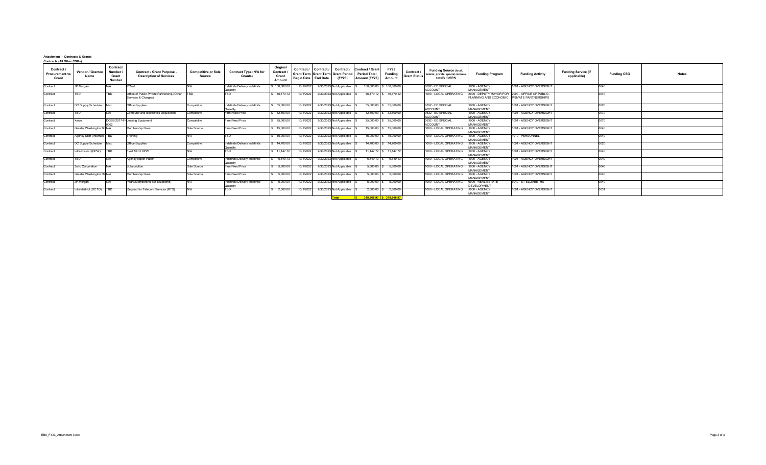**Attachment I - Contracts & Grants**

**Contracts (All Other CSGs)**

| Contract / Procurement vs Grant | Vendor / Grantee Name | Contract Number / Grant Number | Contract / Grant Purpose - Description of Services | Competitive or Sole Source | Contract Type (N/A for Grants) | Original Contract / Grant Amount | Contract / Grant Term Begin Date | Contract / Grant Term End Date | Contract / Grant Period (FY23) | Contract / Grant Period Total Amount (FY23) | FY23 Funding Amount | Contract / Grant Status | Funding Source (local, federal, private, special revenue, specify if ARPA) | Funding Program | Funding Activity | Funding Service (if applicable) | Funding CSG | Notes |
|---|---|---|---|---|---|---|---|---|---|---|---|---|---|---|---|---|---|---|
| Contract | JP Morgan | N/A | PCard | N/A | Indefinite Delivery Indefinite Quantity | $ 100,000.00 | 10/1/2022 | 9/30/2023 | Not Applicable | $ 100,000.00 | $ 100,000.00 | | 0632 - ED SPECIAL ACCOUNT | 1000 - AGENCY MANAGEMENT | 1001 - AGENCY OVERSIGHT | | 0040 | |
| Contract | TBD | TBD | Office of Public Private Partnership (Other Services & Charges) | TBD | TBD | $ 46,170.12 | 10/1/2022 | 9/30/2023 | Not Applicable | $ 46,170.12 | $ 46,170.12 | | 1000 - LOCAL OPERATING | 2000 - DEPUTY MAYOR FOR PLANNING AND ECONOMIC | 2090 - OFFICE OF PUBLIC-PRIVATE PARTNERSHIPS | | 0040 | |
| Contract | DC Supply Schedule | Misc | Office Supplies | Competitive | Indefinite Delivery Indefinite Quantity | $ 35,000.00 | 10/1/2022 | 9/30/2023 | Not Applicable | $ 35,000.00 | $ 35,000.00 | | 0632 - ED SPECIAL ACCOUNT | 1000 - AGENCY MANAGEMENT | 1001 - AGENCY OVERSIGHT | | 0020 | |
| Contract | TBD | N/A | Computer and electronics acquisitions | Competitive | Firm Fixed Price | $ 32,500.00 | 10/1/2022 | 9/30/2023 | Not Applicable | $ 32,500.00 | $ 32,500.00 | | 0632 - ED SPECIAL ACCOUNT | 1000 - AGENCY MANAGEMENT | 1001 - AGENCY OVERSIGHT | | 0070 | |
| Contract | Xerox | DCEB-2017-F-0002 | Leasing Equipment | Competitive | Firm Fixed Price | $ 25,000.00 | 10/1/2022 | 9/30/2023 | Not Applicable | $ 25,000.00 | $ 25,000.00 | | 0632 - ED SPECIAL ACCOUNT | 1000 - AGENCY MANAGEMENT | 1001 - AGENCY OVERSIGHT | | 0070 | |
| Contract | Greater Washington Bo | N/A | Membership Dues | Sole Source | Firm Fixed Price | $ 15,000.00 | 10/1/2022 | 9/30/2023 | Not Applicable | $ 15,000.00 | $ 15,000.00 | | 1000 - LOCAL OPERATING | 1000 - AGENCY MANAGEMENT | 1001 - AGENCY OVERSIGHT | | 0040 | |
| Contract | Agency Staff (Internal) | TBD | Training | N/A | TBD | $ 15,000.00 | 10/1/2022 | 9/30/2023 | Not Applicable | $ 15,000.00 | $ 15,000.00 | | 1000 - LOCAL OPERATING | 1000 - AGENCY MANAGEMENT | 1010 - PERSONNEL | | 0040 | |
| Contract | DC Supply Schedule | Misc | Office Supplies | Competitive | Indefinite Delivery Indefinite Quantity | $ 14,700.00 | 10/1/2022 | 9/30/2023 | Not Applicable | $ 14,700.00 | $ 14,700.00 | | 1000 - LOCAL OPERATING | 1000 - AGENCY MANAGEMENT | 1001 - AGENCY OVERSIGHT | | 0020 | |
| Contract | Intra-District (DPW) | TBD | Fleet MOU DPW | N/A | TBD | $ 11,147.72 | 10/1/2022 | 9/30/2023 | Not Applicable | $ 11,147.72 | $ 11,147.72 | | 1000 - LOCAL OPERATING | 1000 - AGENCY MANAGEMENT | 1001 - AGENCY OVERSIGHT | | 0040 | |
| Contract | TBD | N/A | Agency copier Paper | Competitive | Indefinite Delivery Indefinite Quantity | $ 6,549.13 | 10/1/2022 | 9/30/2023 | Not Applicable | $ 6,549.13 | $ 6,549.13 | | 1000 - LOCAL OPERATING | 1000 - AGENCY MANAGEMENT | 1001 - AGENCY OVERSIGHT | | 0040 | |
| Contract | Zoho Corporation | N/A | Subscription | Sole Source | Firm Fixed Price | $ 5,300.00 | 10/1/2022 | 9/30/2023 | Not Applicable | $ 5,300.00 | $ 5,300.00 | | 1000 - LOCAL OPERATING | 1000 - AGENCY MANAGEMENT | 1001 - AGENCY OVERSIGHT | | 0040 | |
| Contract | Greater Washington Hi | N/A | Membership Dues | Sole Source | Firm Fixed Price | $ 5,000.00 | 10/1/2022 | 9/30/2023 | Not Applicable | $ 5,000.00 | $ 5,000.00 | | 1000 - LOCAL OPERATING | 1000 - AGENCY MANAGEMENT | 1001 - AGENCY OVERSIGHT | | 0040 | |
| Contract | JP Morgan | N/A | Pcard/Membership (St Elizabeths) | N/A | Indefinite Delivery Indefinite Quantity | $ 5,000.00 | 10/1/2022 | 9/30/2023 | Not Applicable | $ 5,000.00 | $ 5,000.00 | | 1000 - LOCAL OPERATING | 6000 - REAL ESTATE DEVELOPMENT | 6040 - ST ELIZABETHS | | 0040 | |
| Contract | Intra-district (OCTO) | TBD | Request for Telecom Services (RTS) | N/A | TBD | $ 2,500.00 | 10/1/2022 | 9/30/2023 | Not Applicable | $ 2,500.00 | $ 2,500.00 | | 1000 - LOCAL OPERATING | 1000 - AGENCY MANAGEMENT | 1001 - AGENCY OVERSIGHT | | 0031 | |
| | | | | | | | | | **Total** | **$ 318,866.97** | **$ 318,866.97** | | | | | | | |

EB0_FY23_Attachment I.xlsx